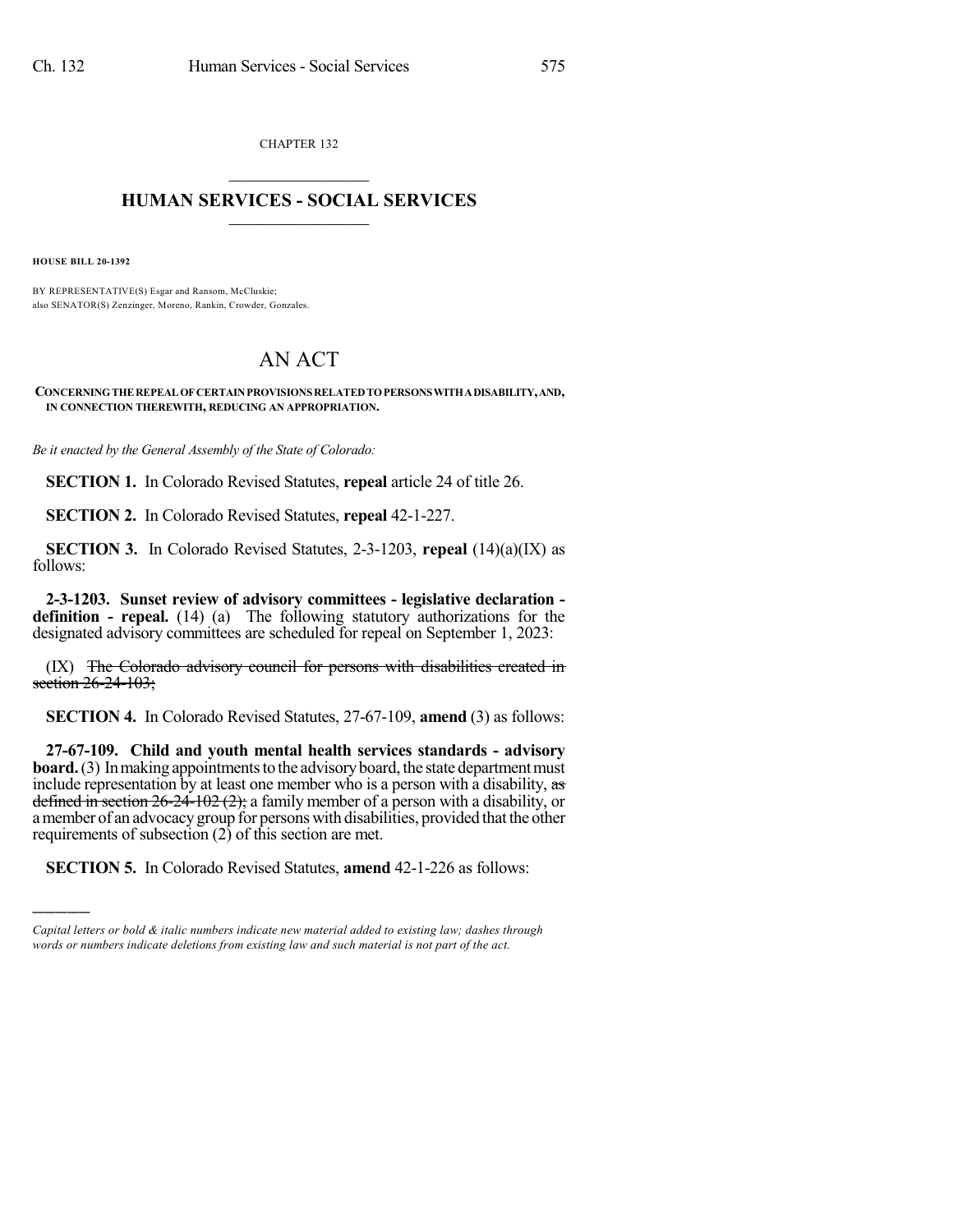CHAPTER 132

# HUMAN SERVICES - SOCIAL SERVICES

**HOUSE BILL 20-1392**

BY REPRESENTATIVE(S) Esgar and Ransom, McCluskie;
also SENATOR(S) Zenzinger, Moreno, Rankin, Crowder, Gonzales.

# AN ACT

**CONCERNING THE REPEAL OF CERTAIN PROVISIONS RELATED TO PERSONS WITH A DISABILITY, AND, IN CONNECTION THEREWITH, REDUCING AN APPROPRIATION.**

*Be it enacted by the General Assembly of the State of Colorado:*

**SECTION 1.** In Colorado Revised Statutes, **repeal** article 24 of title 26.

**SECTION 2.** In Colorado Revised Statutes, **repeal** 42-1-227.

**SECTION 3.** In Colorado Revised Statutes, 2-3-1203, **repeal** (14)(a)(IX) as follows:

**2-3-1203. Sunset review of advisory committees - legislative declaration - definition - repeal.** (14) (a) The following statutory authorizations for the designated advisory committees are scheduled for repeal on September 1, 2023:

(IX) ~~The Colorado advisory council for persons with disabilities created in section 26-24-103;~~

**SECTION 4.** In Colorado Revised Statutes, 27-67-109, **amend** (3) as follows:

**27-67-109. Child and youth mental health services standards - advisory board.** (3) In making appointments to the advisory board, the state department must include representation by at least one member who is a person with a disability, ~~as defined in section 26-24-102 (2);~~ a family member of a person with a disability, or a member of an advocacy group for persons with disabilities, provided that the other requirements of subsection (2) of this section are met.

**SECTION 5.** In Colorado Revised Statutes, **amend** 42-1-226 as follows:

---

*Capital letters or bold & italic numbers indicate new material added to existing law; dashes through words or numbers indicate deletions from existing law and such material is not part of the act.*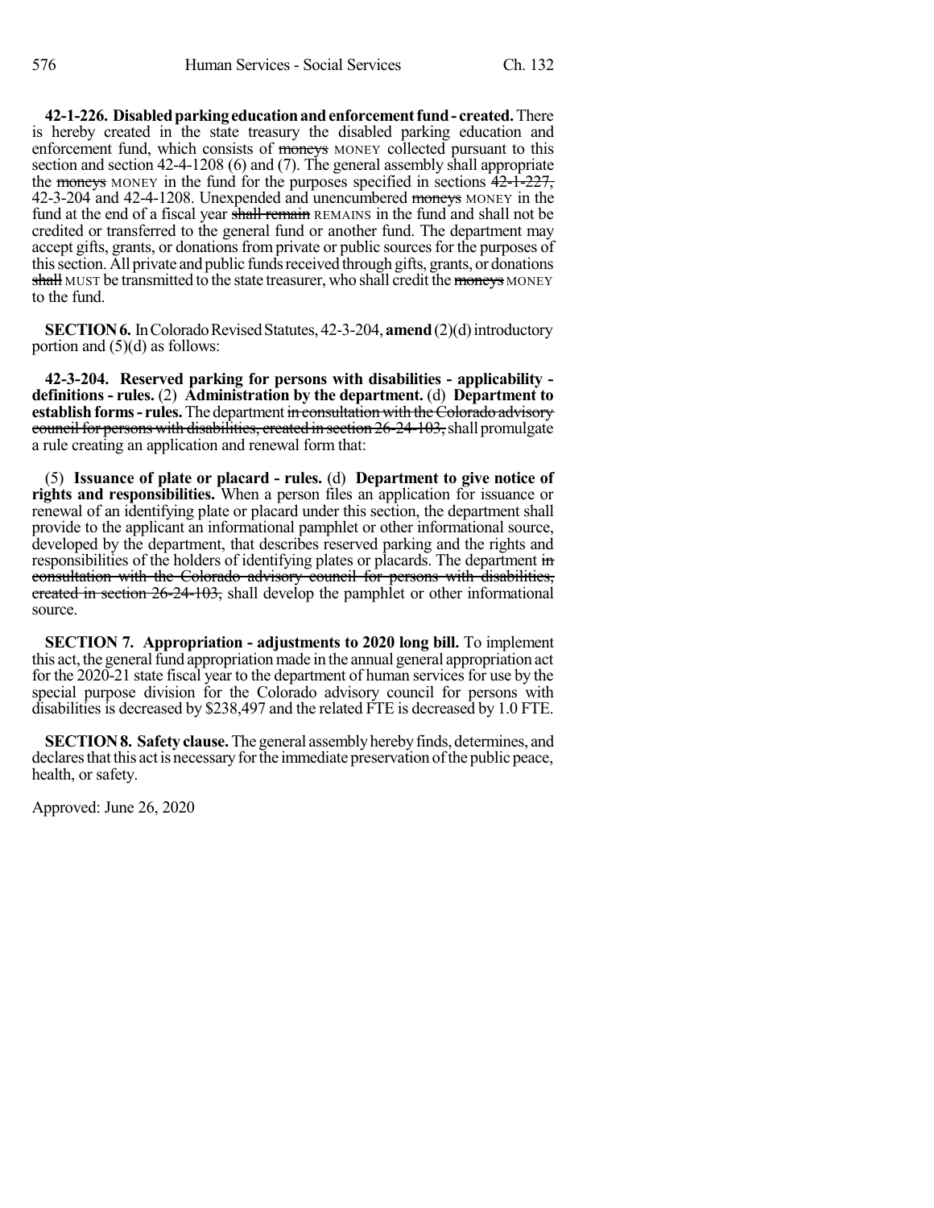**42-1-226. Disabled parking education and enforcement fund - created.** There is hereby created in the state treasury the disabled parking education and enforcement fund, which consists of ~~moneys~~ MONEY collected pursuant to this section and section 42-4-1208 (6) and (7). The general assembly shall appropriate the ~~moneys~~ MONEY in the fund for the purposes specified in sections ~~42-1-227,~~ 42-3-204 and 42-4-1208. Unexpended and unencumbered ~~moneys~~ MONEY in the fund at the end of a fiscal year ~~shall remain~~ REMAINS in the fund and shall not be credited or transferred to the general fund or another fund. The department may accept gifts, grants, or donations from private or public sources for the purposes of this section. All private and public funds received through gifts, grants, or donations ~~shall~~ MUST be transmitted to the state treasurer, who shall credit the ~~moneys~~ MONEY to the fund.

**SECTION 6.** In Colorado Revised Statutes, 42-3-204, **amend** (2)(d) introductory portion and (5)(d) as follows:

**42-3-204. Reserved parking for persons with disabilities - applicability - definitions - rules.** (2) **Administration by the department.** (d) **Department to establish forms - rules.** The department ~~in consultation with the Colorado advisory council for persons with disabilities, created in section 26-24-103,~~ shall promulgate a rule creating an application and renewal form that:

(5) **Issuance of plate or placard - rules.** (d) **Department to give notice of rights and responsibilities.** When a person files an application for issuance or renewal of an identifying plate or placard under this section, the department shall provide to the applicant an informational pamphlet or other informational source, developed by the department, that describes reserved parking and the rights and responsibilities of the holders of identifying plates or placards. The department ~~in consultation with the Colorado advisory council for persons with disabilities, created in section 26-24-103,~~ shall develop the pamphlet or other informational source.

**SECTION 7. Appropriation - adjustments to 2020 long bill.** To implement this act, the general fund appropriation made in the annual general appropriation act for the 2020-21 state fiscal year to the department of human services for use by the special purpose division for the Colorado advisory council for persons with disabilities is decreased by $238,497 and the related FTE is decreased by 1.0 FTE.

**SECTION 8. Safety clause.** The general assembly hereby finds, determines, and declares that this act is necessary for the immediate preservation of the public peace, health, or safety.

Approved: June 26, 2020